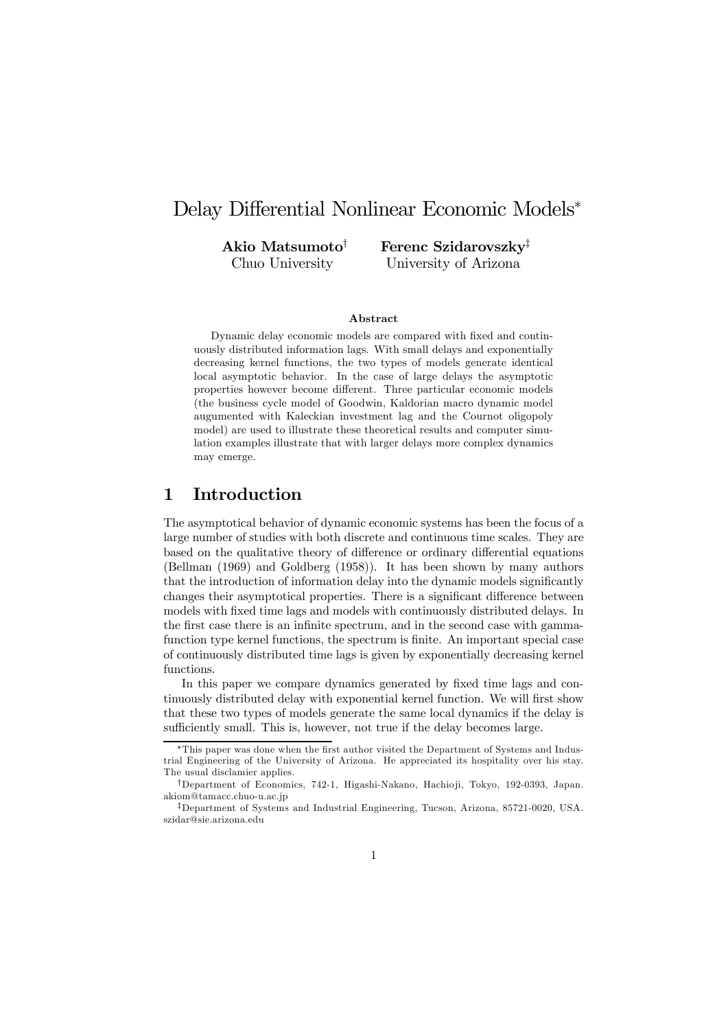# Delay Differential Nonlinear Economic Models*

**Akio Matsumoto**[†]
Chuo University

**Ferenc Szidarovszky**[‡]
University of Arizona

### Abstract

Dynamic delay economic models are compared with fixed and continuously distributed information lags. With small delays and exponentially decreasing kernel functions, the two types of models generate identical local asymptotic behavior. In the case of large delays the asymptotic properties however become different. Three particular economic models (the business cycle model of Goodwin, Kaldorian macro dynamic model augumented with Kaleckian investment lag and the Cournot oligopoly model) are used to illustrate these theoretical results and computer simulation examples illustrate that with larger delays more complex dynamics may emerge.

## 1 Introduction

The asymptotical behavior of dynamic economic systems has been the focus of a large number of studies with both discrete and continuous time scales. They are based on the qualitative theory of difference or ordinary differential equations (Bellman (1969) and Goldberg (1958)). It has been shown by many authors that the introduction of information delay into the dynamic models significantly changes their asymptotical properties. There is a significant difference between models with fixed time lags and models with continuously distributed delays. In the first case there is an infinite spectrum, and in the second case with gamma-function type kernel functions, the spectrum is finite. An important special case of continuously distributed time lags is given by exponentially decreasing kernel functions.

In this paper we compare dynamics generated by fixed time lags and continuously distributed delay with exponential kernel function. We will first show that these two types of models generate the same local dynamics if the delay is sufficiently small. This is, however, not true if the delay becomes large.

---

*This paper was done when the first author visited the Department of Systems and Industrial Engineering of the University of Arizona. He appreciated its hospitality over his stay. The usual disclamier applies.

†Department of Economics, 742-1, Higashi-Nakano, Hachioji, Tokyo, 192-0393, Japan. akiom@tamacc.chuo-u.ac.jp

‡Department of Systems and Industrial Engineering, Tucson, Arizona, 85721-0020, USA. szidar@sie.arizona.edu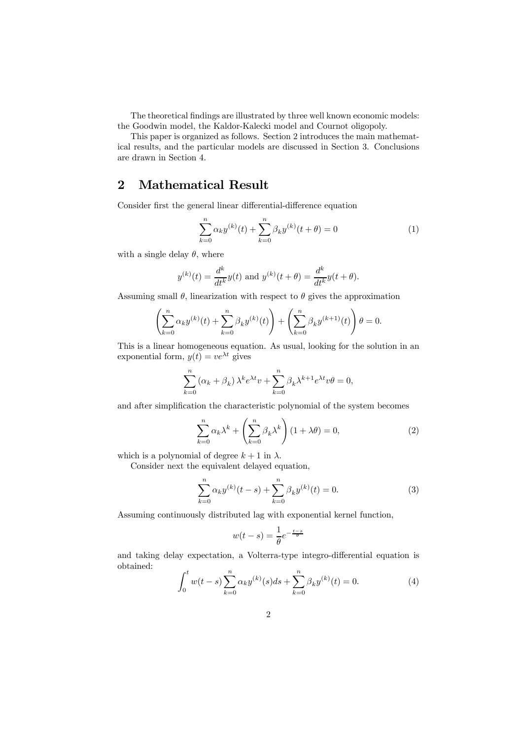The theoretical findings are illustrated by three well known economic models: the Goodwin model, the Kaldor-Kalecki model and Cournot oligopoly.

This paper is organized as follows. Section 2 introduces the main mathematical results, and the particular models are discussed in Section 3. Conclusions are drawn in Section 4.

## 2 Mathematical Result

Consider first the general linear differential-difference equation

$$\sum_{k=0}^{n} \alpha_k y^{(k)}(t) + \sum_{k=0}^{n} \beta_k y^{(k)}(t+\theta) = 0 \tag{1}$$

with a single delay $\theta$, where

$$y^{(k)}(t) = \frac{d^k}{dt^k} y(t) \text{ and } y^{(k)}(t+\theta) = \frac{d^k}{dt^k} y(t+\theta).$$

Assuming small $\theta$, linearization with respect to $\theta$ gives the approximation

$$\left( \sum_{k=0}^{n} \alpha_k y^{(k)}(t) + \sum_{k=0}^{n} \beta_k y^{(k)}(t) \right) + \left( \sum_{k=0}^{n} \beta_k y^{(k+1)}(t) \right) \theta = 0.$$

This is a linear homogeneous equation. As usual, looking for the solution in an exponential form, $y(t) = ve^{\lambda t}$ gives

$$\sum_{k=0}^{n} \left( \alpha_k + \beta_k \right) \lambda^k e^{\lambda t} v + \sum_{k=0}^{n} \beta_k \lambda^{k+1} e^{\lambda t} v \theta = 0,$$

and after simplification the characteristic polynomial of the system becomes

$$\sum_{k=0}^{n} \alpha_k \lambda^k + \left( \sum_{k=0}^{n} \beta_k \lambda^k \right) (1 + \lambda\theta) = 0, \tag{2}$$

which is a polynomial of degree $k+1$ in $\lambda$.

Consider next the equivalent delayed equation,

$$\sum_{k=0}^{n} \alpha_k y^{(k)}(t-s) + \sum_{k=0}^{n} \beta_k y^{(k)}(t) = 0. \tag{3}$$

Assuming continuously distributed lag with exponential kernel function,

$$w(t-s) = \frac{1}{\theta} e^{-\frac{t-s}{\theta}}$$

and taking delay expectation, a Volterra-type integro-differential equation is obtained:

$$\int_0^t w(t-s) \sum_{k=0}^{n} \alpha_k y^{(k)}(s) ds + \sum_{k=0}^{n} \beta_k y^{(k)}(t) = 0. \tag{4}$$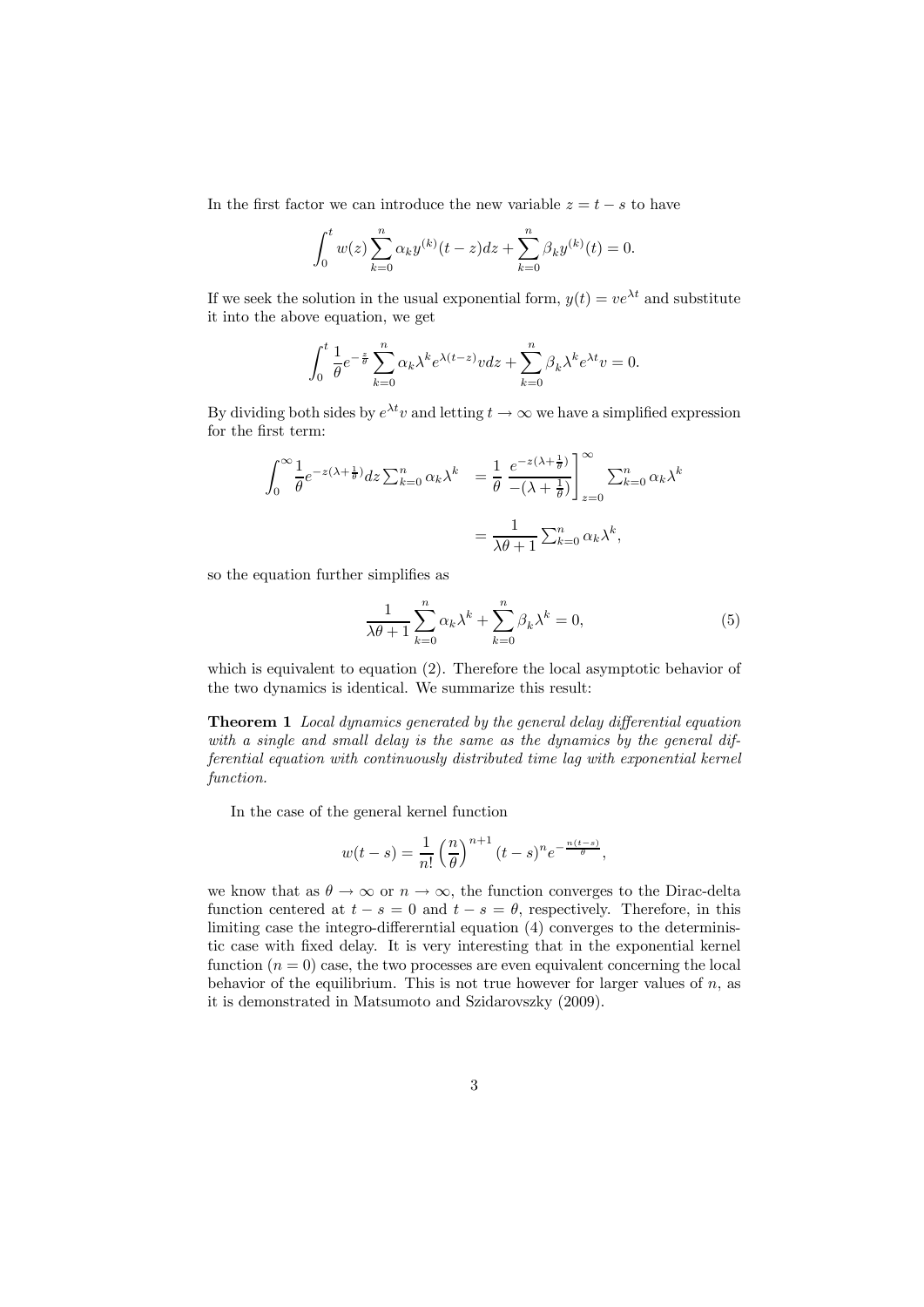In the first factor we can introduce the new variable $z = t - s$ to have

$$\int_0^t w(z) \sum_{k=0}^n \alpha_k y^{(k)}(t-z)dz + \sum_{k=0}^n \beta_k y^{(k)}(t) = 0.$$

If we seek the solution in the usual exponential form, $y(t) = ve^{\lambda t}$ and substitute it into the above equation, we get

$$\int_0^t \frac{1}{\theta} e^{-\frac{z}{\theta}} \sum_{k=0}^n \alpha_k \lambda^k e^{\lambda(t-z)} v dz + \sum_{k=0}^n \beta_k \lambda^k e^{\lambda t} v = 0.$$

By dividing both sides by $e^{\lambda t}v$ and letting $t \to \infty$ we have a simplified expression for the first term:

$$\begin{aligned} \int_0^\infty \frac{1}{\theta} e^{-z(\lambda + \frac{1}{\theta})} dz \sum_{k=0}^n \alpha_k \lambda^k &= \frac{1}{\theta} \left. \frac{e^{-z(\lambda+\frac{1}{\theta})}}{-(\lambda+\frac{1}{\theta})} \right]_{z=0}^\infty \sum_{k=0}^n \alpha_k \lambda^k \\ &= \frac{1}{\lambda\theta + 1} \sum_{k=0}^n \alpha_k \lambda^k, \end{aligned}$$

so the equation further simplifies as

$$\frac{1}{\lambda\theta + 1} \sum_{k=0}^n \alpha_k \lambda^k + \sum_{k=0}^n \beta_k \lambda^k = 0, \tag{5}$$

which is equivalent to equation (2). Therefore the local asymptotic behavior of the two dynamics is identical. We summarize this result:

**Theorem 1** *Local dynamics generated by the general delay differential equation with a single and small delay is the same as the dynamics by the general differential equation with continuously distributed time lag with exponential kernel function.*

In the case of the general kernel function

$$w(t-s) = \frac{1}{n!} \left(\frac{n}{\theta}\right)^{n+1} (t-s)^n e^{-\frac{n(t-s)}{\theta}},$$

we know that as $\theta \to \infty$ or $n \to \infty$, the function converges to the Dirac-delta function centered at $t - s = 0$ and $t - s = \theta$, respectively. Therefore, in this limiting case the integro-differerntial equation (4) converges to the deterministic case with fixed delay. It is very interesting that in the exponential kernel function ($n = 0$) case, the two processes are even equivalent concerning the local behavior of the equilibrium. This is not true however for larger values of $n$, as it is demonstrated in Matsumoto and Szidarovszky (2009).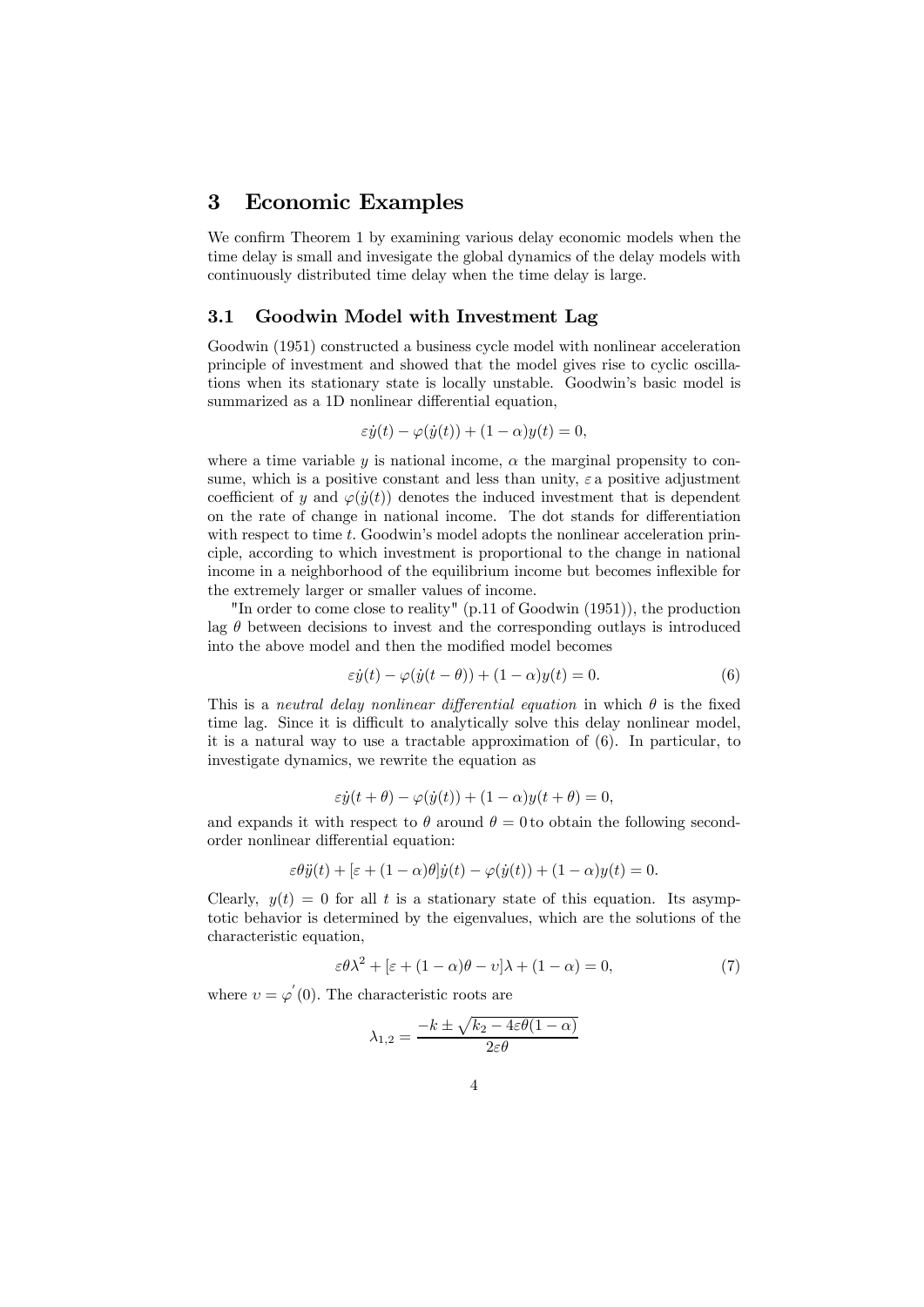## 3 Economic Examples

We confirm Theorem 1 by examining various delay economic models when the time delay is small and invesigate the global dynamics of the delay models with continuously distributed time delay when the time delay is large.

### 3.1 Goodwin Model with Investment Lag

Goodwin (1951) constructed a business cycle model with nonlinear acceleration principle of investment and showed that the model gives rise to cyclic oscillations when its stationary state is locally unstable. Goodwin's basic model is summarized as a 1D nonlinear differential equation,

$$\varepsilon \dot{y}(t) - \varphi(\dot{y}(t)) + (1-\alpha)y(t) = 0,$$

where a time variable $y$ is national income, $\alpha$ the marginal propensity to consume, which is a positive constant and less than unity, $\varepsilon$ a positive adjustment coefficient of $y$ and $\varphi(\dot{y}(t))$ denotes the induced investment that is dependent on the rate of change in national income. The dot stands for differentiation with respect to time $t$. Goodwin's model adopts the nonlinear acceleration principle, according to which investment is proportional to the change in national income in a neighborhood of the equilibrium income but becomes inflexible for the extremely larger or smaller values of income.

"In order to come close to reality" (p.11 of Goodwin (1951)), the production lag $\theta$ between decisions to invest and the corresponding outlays is introduced into the above model and then the modified model becomes

$$\varepsilon \dot{y}(t) - \varphi(\dot{y}(t-\theta)) + (1-\alpha)y(t) = 0. \tag{6}$$

This is a *neutral delay nonlinear differential equation* in which $\theta$ is the fixed time lag. Since it is difficult to analytically solve this delay nonlinear model, it is a natural way to use a tractable approximation of (6). In particular, to investigate dynamics, we rewrite the equation as

$$\varepsilon \dot{y}(t+\theta) - \varphi(\dot{y}(t)) + (1-\alpha)y(t+\theta) = 0,$$

and expands it with respect to $\theta$ around $\theta = 0$ to obtain the following second-order nonlinear differential equation:

$$\varepsilon\theta \ddot{y}(t) + [\varepsilon + (1-\alpha)\theta]\dot{y}(t) - \varphi(\dot{y}(t)) + (1-\alpha)y(t) = 0.$$

Clearly, $y(t) = 0$ for all $t$ is a stationary state of this equation. Its asymptotic behavior is determined by the eigenvalues, which are the solutions of the characteristic equation,

$$\varepsilon\theta\lambda^2 + [\varepsilon + (1-\alpha)\theta - \upsilon]\lambda + (1-\alpha) = 0, \tag{7}$$

where $\upsilon = \varphi'(0)$. The characteristic roots are

$$\lambda_{1,2} = \frac{-k \pm \sqrt{k_2 - 4\varepsilon\theta(1-\alpha)}}{2\varepsilon\theta}$$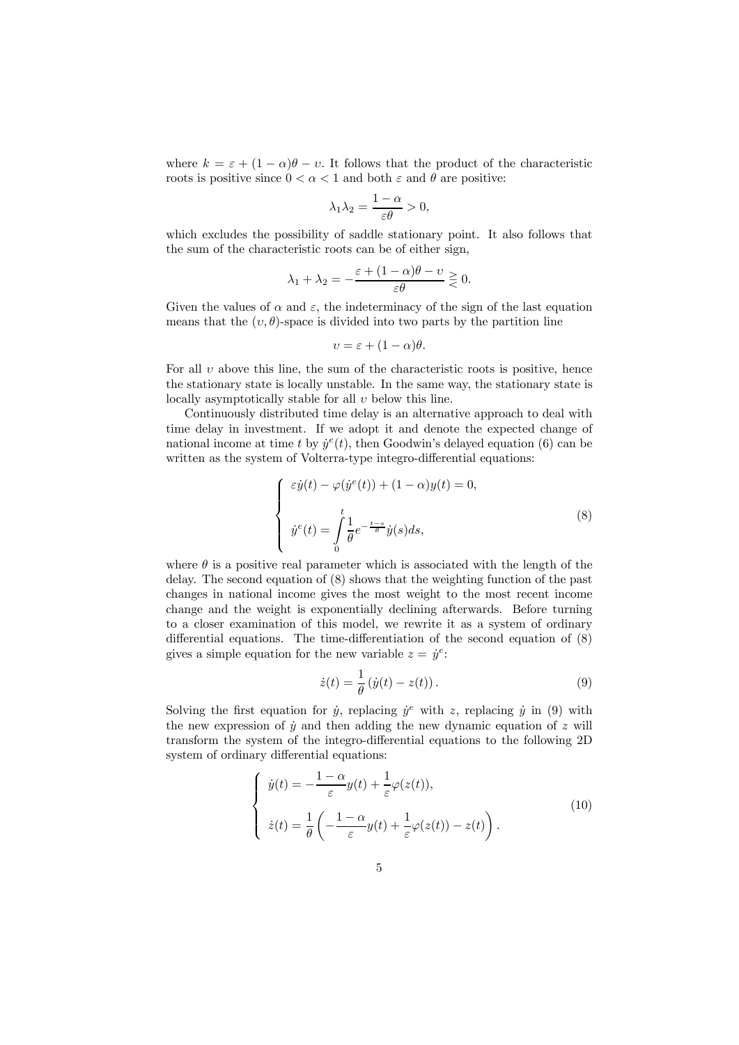where $k = \varepsilon + (1-\alpha)\theta - \upsilon$. It follows that the product of the characteristic roots is positive since $0 < \alpha < 1$ and both $\varepsilon$ and $\theta$ are positive:

$$\lambda_1 \lambda_2 = \frac{1-\alpha}{\varepsilon\theta} > 0,$$

which excludes the possibility of saddle stationary point. It also follows that the sum of the characteristic roots can be of either sign,

$$\lambda_1 + \lambda_2 = -\frac{\varepsilon + (1-\alpha)\theta - \upsilon}{\varepsilon\theta} \gtrless 0.$$

Given the values of $\alpha$ and $\varepsilon$, the indeterminacy of the sign of the last equation means that the $(\upsilon, \theta)$-space is divided into two parts by the partition line

$$\upsilon = \varepsilon + (1-\alpha)\theta.$$

For all $\upsilon$ above this line, the sum of the characteristic roots is positive, hence the stationary state is locally unstable. In the same way, the stationary state is locally asymptotically stable for all $\upsilon$ below this line.

Continuously distributed time delay is an alternative approach to deal with time delay in investment. If we adopt it and denote the expected change of national income at time $t$ by $\dot{y}^e(t)$, then Goodwin's delayed equation (6) can be written as the system of Volterra-type integro-differential equations:

$$\begin{cases} \varepsilon\dot{y}(t) - \varphi(\dot{y}^e(t)) + (1-\alpha)y(t) = 0, \\ \dot{y}^e(t) = \displaystyle\int_0^t \frac{1}{\theta} e^{-\frac{t-s}{\theta}} \dot{y}(s) ds, \end{cases} \tag{8}$$

where $\theta$ is a positive real parameter which is associated with the length of the delay. The second equation of (8) shows that the weighting function of the past changes in national income gives the most weight to the most recent income change and the weight is exponentially declining afterwards. Before turning to a closer examination of this model, we rewrite it as a system of ordinary differential equations. The time-differentiation of the second equation of (8) gives a simple equation for the new variable $z = \dot{y}^e$:

$$\dot{z}(t) = \frac{1}{\theta}\left(\dot{y}(t) - z(t)\right). \tag{9}$$

Solving the first equation for $\dot{y}$, replacing $\dot{y}^e$ with $z$, replacing $\dot{y}$ in (9) with the new expression of $\dot{y}$ and then adding the new dynamic equation of $z$ will transform the system of the integro-differential equations to the following 2D system of ordinary differential equations:

$$\begin{cases} \dot{y}(t) = -\dfrac{1-\alpha}{\varepsilon} y(t) + \dfrac{1}{\varepsilon}\varphi(z(t)), \\ \dot{z}(t) = \dfrac{1}{\theta}\left(-\dfrac{1-\alpha}{\varepsilon} y(t) + \dfrac{1}{\varepsilon}\varphi(z(t)) - z(t)\right). \end{cases} \tag{10}$$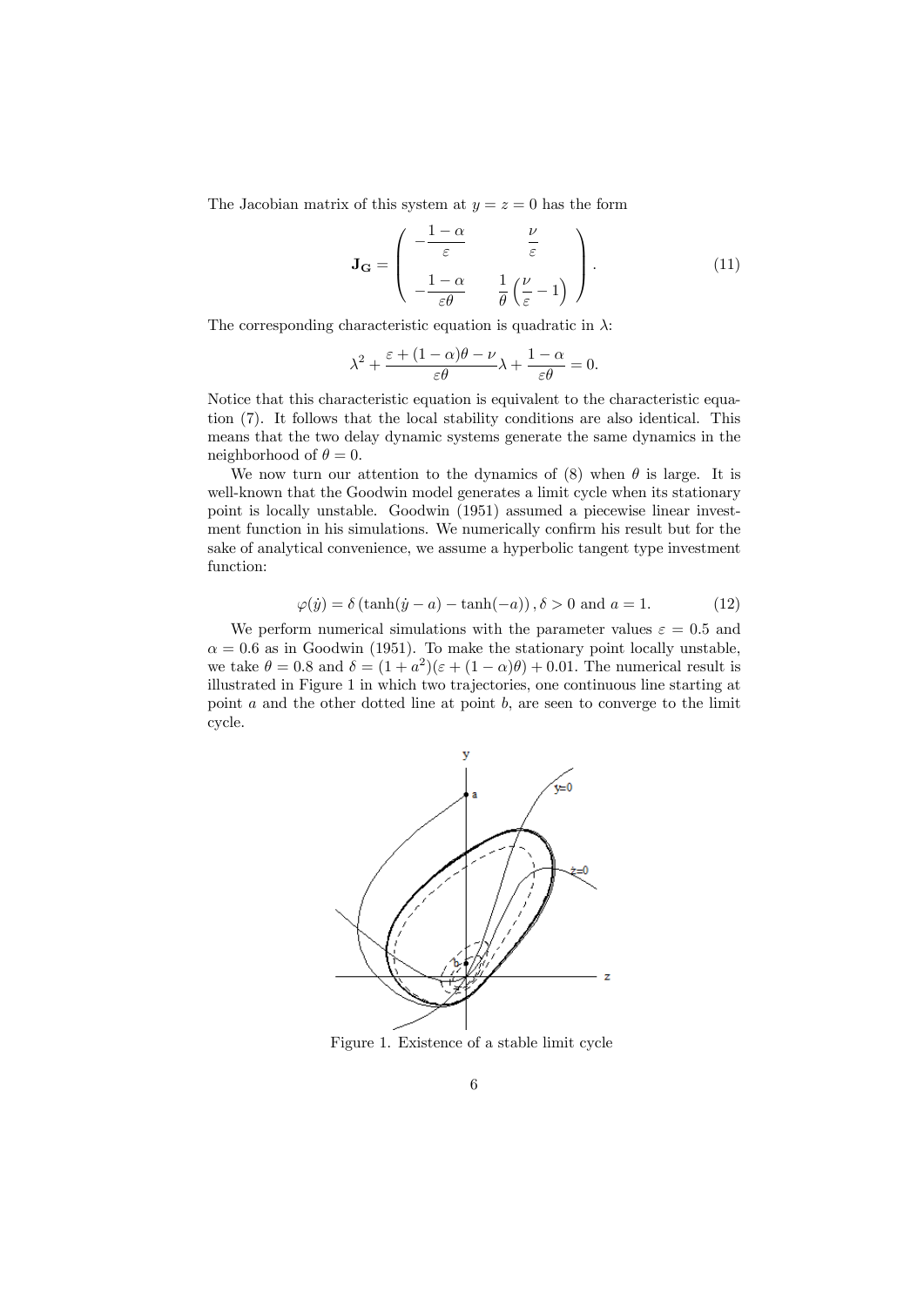The Jacobian matrix of this system at $y = z = 0$ has the form

$$\mathbf{J_G} = \begin{pmatrix} -\dfrac{1-\alpha}{\varepsilon} & \dfrac{\nu}{\varepsilon} \\ -\dfrac{1-\alpha}{\varepsilon\theta} & \dfrac{1}{\theta}\left(\dfrac{\nu}{\varepsilon} - 1\right) \end{pmatrix}. \tag{11}$$

The corresponding characteristic equation is quadratic in $\lambda$:

$$\lambda^2 + \frac{\varepsilon + (1-\alpha)\theta - \nu}{\varepsilon\theta}\lambda + \frac{1-\alpha}{\varepsilon\theta} = 0.$$

Notice that this characteristic equation is equivalent to the characteristic equation (7). It follows that the local stability conditions are also identical. This means that the two delay dynamic systems generate the same dynamics in the neighborhood of $\theta = 0$.

We now turn our attention to the dynamics of (8) when $\theta$ is large. It is well-known that the Goodwin model generates a limit cycle when its stationary point is locally unstable. Goodwin (1951) assumed a piecewise linear investment function in his simulations. We numerically confirm his result but for the sake of analytical convenience, we assume a hyperbolic tangent type investment function:

$$\varphi(\dot{y}) = \delta\left(\tanh(\dot{y} - a) - \tanh(-a)\right), \delta > 0 \text{ and } a = 1. \tag{12}$$

We perform numerical simulations with the parameter values $\varepsilon = 0.5$ and $\alpha = 0.6$ as in Goodwin (1951). To make the stationary point locally unstable, we take $\theta = 0.8$ and $\delta = (1 + a^2)(\varepsilon + (1-\alpha)\theta) + 0.01$. The numerical result is illustrated in Figure 1 in which two trajectories, one continuous line starting at point $a$ and the other dotted line at point $b$, are seen to converge to the limit cycle.

Figure 1. Existence of a stable limit cycle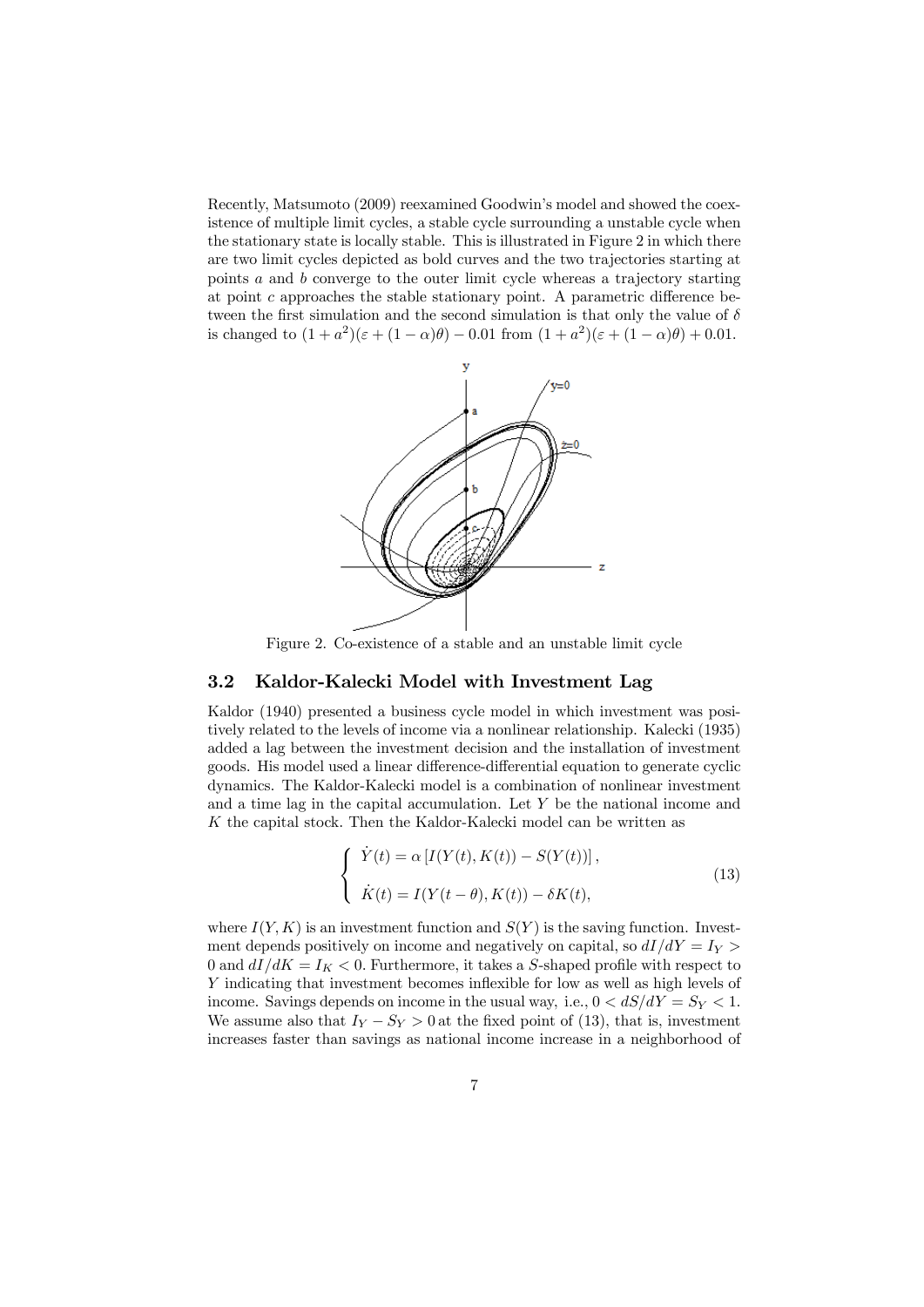Recently, Matsumoto (2009) reexamined Goodwin's model and showed the coexistence of multiple limit cycles, a stable cycle surrounding a unstable cycle when the stationary state is locally stable. This is illustrated in Figure 2 in which there are two limit cycles depicted as bold curves and the two trajectories starting at points $a$ and $b$ converge to the outer limit cycle whereas a trajectory starting at point $c$ approaches the stable stationary point. A parametric difference between the first simulation and the second simulation is that only the value of $\delta$ is changed to $(1+a^2)(\varepsilon+(1-\alpha)\theta)-0.01$ from $(1+a^2)(\varepsilon+(1-\alpha)\theta)+0.01$.

Figure 2. Co-existence of a stable and an unstable limit cycle

## 3.2 Kaldor-Kalecki Model with Investment Lag

Kaldor (1940) presented a business cycle model in which investment was positively related to the levels of income via a nonlinear relationship. Kalecki (1935) added a lag between the investment decision and the installation of investment goods. His model used a linear difference-differential equation to generate cyclic dynamics. The Kaldor-Kalecki model is a combination of nonlinear investment and a time lag in the capital accumulation. Let $Y$ be the national income and $K$ the capital stock. Then the Kaldor-Kalecki model can be written as

$$
\begin{cases}
\dot{Y}(t) = \alpha\left[I(Y(t), K(t)) - S(Y(t))\right], \\
\dot{K}(t) = I(Y(t-\theta), K(t)) - \delta K(t),
\end{cases}
\tag{13}
$$

where $I(Y,K)$ is an investment function and $S(Y)$ is the saving function. Investment depends positively on income and negatively on capital, so $dI/dY = I_Y > 0$ and $dI/dK = I_K < 0$. Furthermore, it takes a $S$-shaped profile with respect to $Y$ indicating that investment becomes inflexible for low as well as high levels of income. Savings depends on income in the usual way, i.e., $0 < dS/dY = S_Y < 1$. We assume also that $I_Y - S_Y > 0$ at the fixed point of (13), that is, investment increases faster than savings as national income increase in a neighborhood of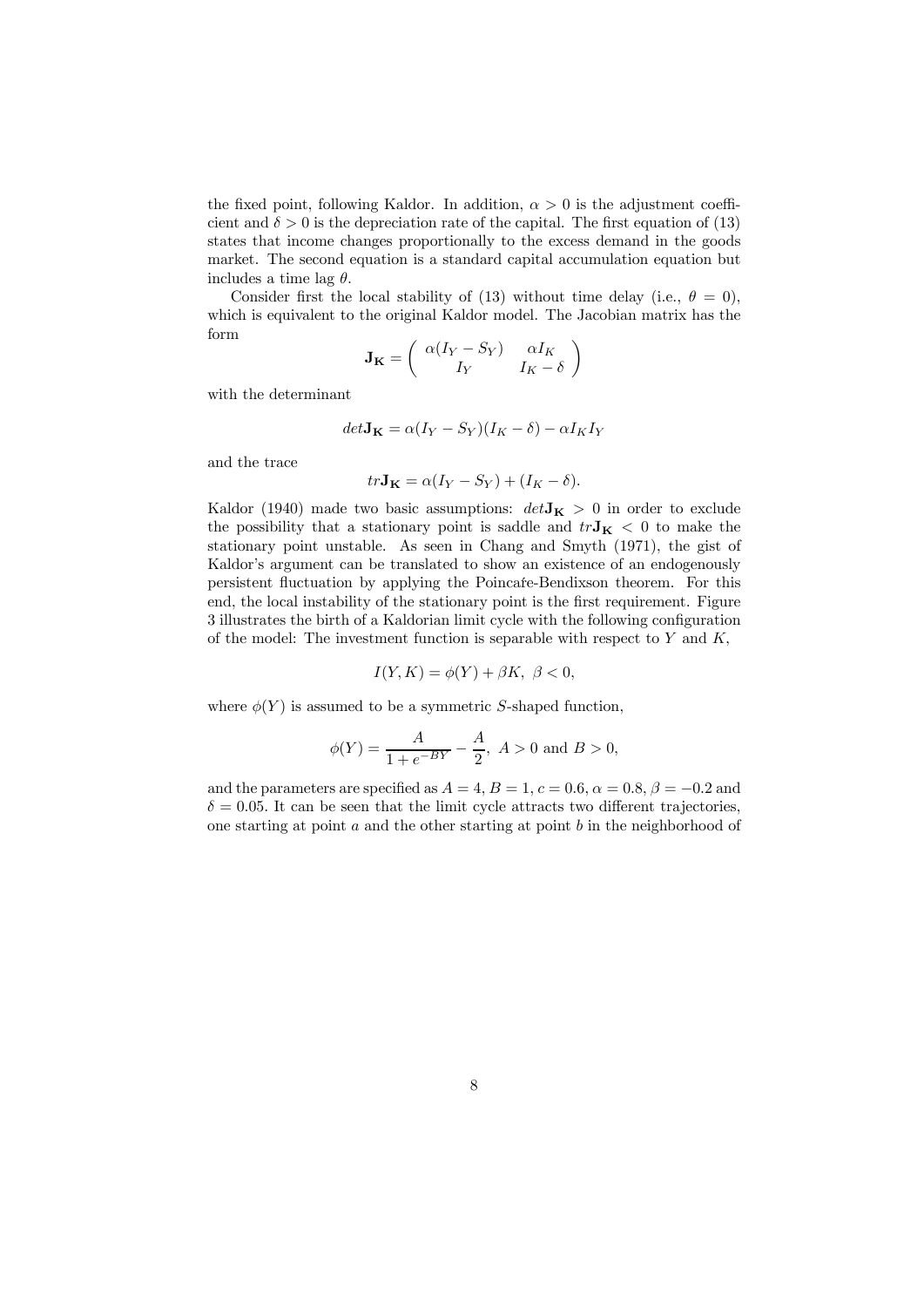the fixed point, following Kaldor. In addition, $\alpha > 0$ is the adjustment coefficient and $\delta > 0$ is the depreciation rate of the capital. The first equation of (13) states that income changes proportionally to the excess demand in the goods market. The second equation is a standard capital accumulation equation but includes a time lag $\theta$.

Consider first the local stability of (13) without time delay (i.e., $\theta = 0$), which is equivalent to the original Kaldor model. The Jacobian matrix has the form

$$\mathbf{J_K} = \begin{pmatrix} \alpha(I_Y - S_Y) & \alpha I_K \\ I_Y & I_K - \delta \end{pmatrix}$$

with the determinant

$$det\mathbf{J_K} = \alpha(I_Y - S_Y)(I_K - \delta) - \alpha I_K I_Y$$

and the trace

$$tr\mathbf{J_K} = \alpha(I_Y - S_Y) + (I_K - \delta).$$

Kaldor (1940) made two basic assumptions: $det\mathbf{J_K} > 0$ in order to exclude the possibility that a stationary point is saddle and $tr\mathbf{J_K} < 0$ to make the stationary point unstable. As seen in Chang and Smyth (1971), the gist of Kaldor's argument can be translated to show an existence of an endogenously persistent fluctuation by applying the Poincafe-Bendixson theorem. For this end, the local instability of the stationary point is the first requirement. Figure 3 illustrates the birth of a Kaldorian limit cycle with the following configuration of the model: The investment function is separable with respect to $Y$ and $K$,

$$I(Y, K) = \phi(Y) + \beta K, \ \beta < 0,$$

where $\phi(Y)$ is assumed to be a symmetric $S$-shaped function,

$$\phi(Y) = \frac{A}{1 + e^{-BY}} - \frac{A}{2}, \ A > 0 \text{ and } B > 0,$$

and the parameters are specified as $A = 4$, $B = 1$, $c = 0.6$, $\alpha = 0.8$, $\beta = -0.2$ and $\delta = 0.05$. It can be seen that the limit cycle attracts two different trajectories, one starting at point $a$ and the other starting at point $b$ in the neighborhood of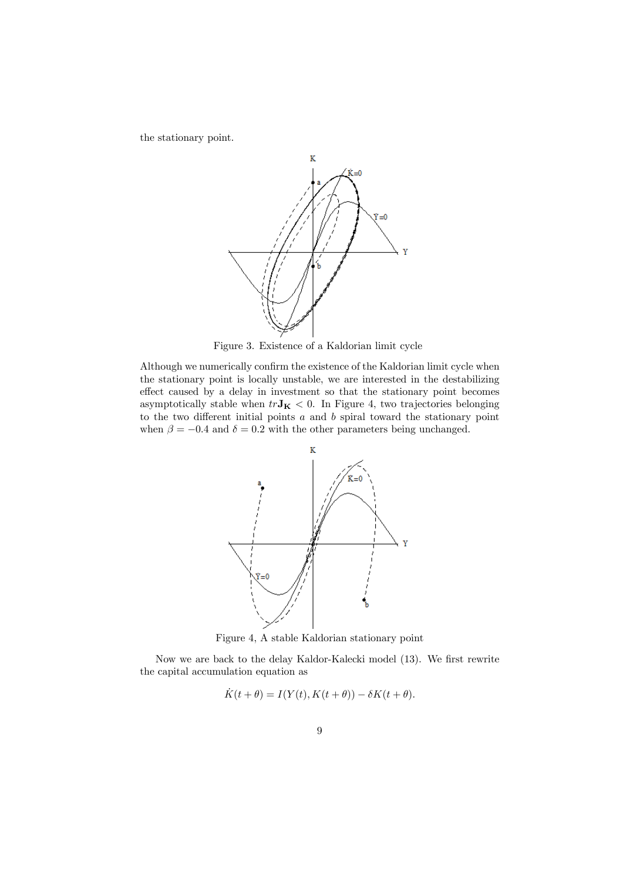the stationary point.

Figure 3. Existence of a Kaldorian limit cycle

Although we numerically confirm the existence of the Kaldorian limit cycle when the stationary point is locally unstable, we are interested in the destabilizing effect caused by a delay in investment so that the stationary point becomes asymptotically stable when $tr\mathbf{J_K} < 0$. In Figure 4, two trajectories belonging to the two different initial points $a$ and $b$ spiral toward the stationary point when $\beta = -0.4$ and $\delta = 0.2$ with the other parameters being unchanged.

Figure 4, A stable Kaldorian stationary point

Now we are back to the delay Kaldor-Kalecki model (13). We first rewrite the capital accumulation equation as

$$\dot{K}(t + \theta) = I(Y(t), K(t + \theta)) - \delta K(t + \theta).$$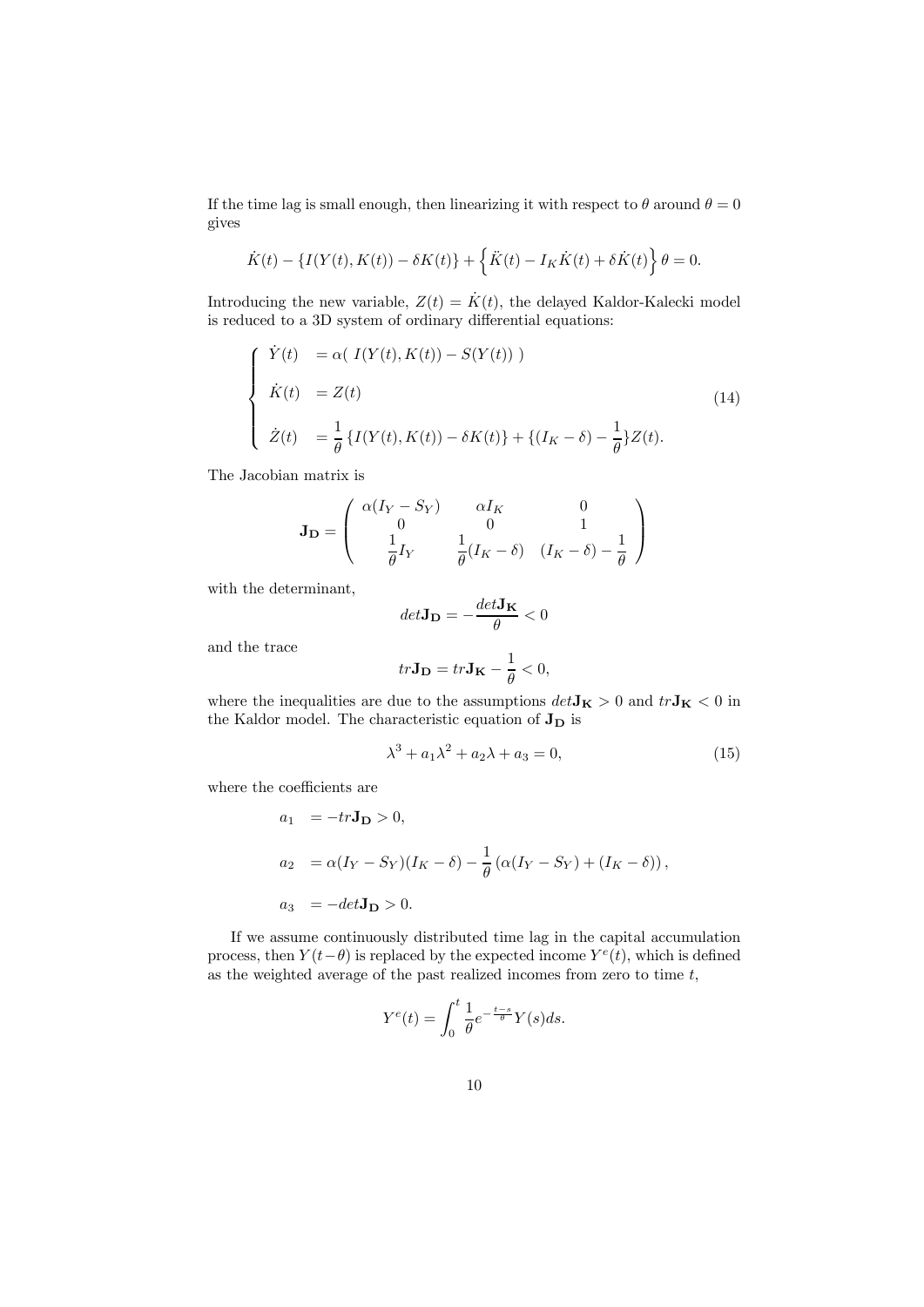If the time lag is small enough, then linearizing it with respect to $\theta$ around $\theta = 0$ gives

$$\dot{K}(t) - \{I(Y(t), K(t)) - \delta K(t)\} + \left\{\ddot{K}(t) - I_K \dot{K}(t) + \delta \dot{K}(t)\right\}\theta = 0.$$

Introducing the new variable, $Z(t) = \dot{K}(t)$, the delayed Kaldor-Kalecki model is reduced to a 3D system of ordinary differential equations:

$$\begin{cases} \dot{Y}(t) &= \alpha(\ I(Y(t), K(t)) - S(Y(t))\ ) \\ \dot{K}(t) &= Z(t) \\ \dot{Z}(t) &= \dfrac{1}{\theta}\{I(Y(t), K(t)) - \delta K(t)\} + \{(I_K - \delta) - \dfrac{1}{\theta}\}Z(t). \end{cases} \tag{14}$$

The Jacobian matrix is

$$\mathbf{J_D} = \begin{pmatrix} \alpha(I_Y - S_Y) & \alpha I_K & 0 \\ 0 & 0 & 1 \\ \dfrac{1}{\theta}I_Y & \dfrac{1}{\theta}(I_K - \delta) & (I_K - \delta) - \dfrac{1}{\theta} \end{pmatrix}$$

with the determinant,

$$det\mathbf{J_D} = -\frac{det\mathbf{J_K}}{\theta} < 0$$

and the trace

$$tr\mathbf{J_D} = tr\mathbf{J_K} - \frac{1}{\theta} < 0,$$

where the inequalities are due to the assumptions $det\mathbf{J_K} > 0$ and $tr\mathbf{J_K} < 0$ in the Kaldor model. The characteristic equation of $\mathbf{J_D}$ is

$$\lambda^3 + a_1\lambda^2 + a_2\lambda + a_3 = 0, \tag{15}$$

where the coefficients are

$$\begin{aligned} a_1 &= -tr\mathbf{J_D} > 0, \\ a_2 &= \alpha(I_Y - S_Y)(I_K - \delta) - \frac{1}{\theta}\left(\alpha(I_Y - S_Y) + (I_K - \delta)\right), \\ a_3 &= -det\mathbf{J_D} > 0. \end{aligned}$$

If we assume continuously distributed time lag in the capital accumulation process, then $Y(t-\theta)$ is replaced by the expected income $Y^e(t)$, which is defined as the weighted average of the past realized incomes from zero to time $t$,

$$Y^e(t) = \int_0^t \frac{1}{\theta}e^{-\frac{t-s}{\theta}}Y(s)ds.$$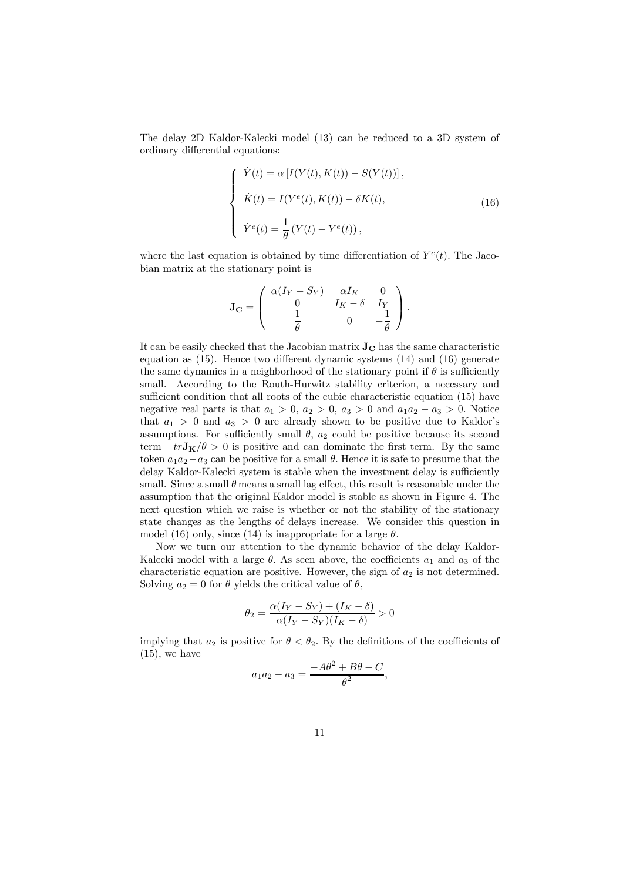The delay 2D Kaldor-Kalecki model (13) can be reduced to a 3D system of ordinary differential equations:

$$
\begin{cases}
\dot{Y}(t) = \alpha \left[ I(Y(t), K(t)) - S(Y(t)) \right], \\
\dot{K}(t) = I(Y^e(t), K(t)) - \delta K(t), \\
\dot{Y}^e(t) = \dfrac{1}{\theta} \left( Y(t) - Y^e(t) \right),
\end{cases}
\tag{16}
$$

where the last equation is obtained by time differentiation of $Y^e(t)$. The Jacobian matrix at the stationary point is

$$
\mathbf{J_C} = \begin{pmatrix} \alpha(I_Y - S_Y) & \alpha I_K & 0 \\ 0 & I_K - \delta & I_Y \\ \dfrac{1}{\theta} & 0 & -\dfrac{1}{\theta} \end{pmatrix}.
$$

It can be easily checked that the Jacobian matrix $\mathbf{J_C}$ has the same characteristic equation as (15). Hence two different dynamic systems (14) and (16) generate the same dynamics in a neighborhood of the stationary point if $\theta$ is sufficiently small. According to the Routh-Hurwitz stability criterion, a necessary and sufficient condition that all roots of the cubic characteristic equation (15) have negative real parts is that $a_1 > 0$, $a_2 > 0$, $a_3 > 0$ and $a_1 a_2 - a_3 > 0$. Notice that $a_1 > 0$ and $a_3 > 0$ are already shown to be positive due to Kaldor's assumptions. For sufficiently small $\theta$, $a_2$ could be positive because its second term $-tr\mathbf{J_K}/\theta > 0$ is positive and can dominate the first term. By the same token $a_1 a_2 - a_3$ can be positive for a small $\theta$. Hence it is safe to presume that the delay Kaldor-Kalecki system is stable when the investment delay is sufficiently small. Since a small $\theta$ means a small lag effect, this result is reasonable under the assumption that the original Kaldor model is stable as shown in Figure 4. The next question which we raise is whether or not the stability of the stationary state changes as the lengths of delays increase. We consider this question in model (16) only, since (14) is inappropriate for a large $\theta$.

Now we turn our attention to the dynamic behavior of the delay Kaldor-Kalecki model with a large $\theta$. As seen above, the coefficients $a_1$ and $a_3$ of the characteristic equation are positive. However, the sign of $a_2$ is not determined. Solving $a_2 = 0$ for $\theta$ yields the critical value of $\theta$,

$$
\theta_2 = \frac{\alpha(I_Y - S_Y) + (I_K - \delta)}{\alpha(I_Y - S_Y)(I_K - \delta)} > 0
$$

implying that $a_2$ is positive for $\theta < \theta_2$. By the definitions of the coefficients of (15), we have

$$
a_1 a_2 - a_3 = \frac{-A\theta^2 + B\theta - C}{\theta^2},
$$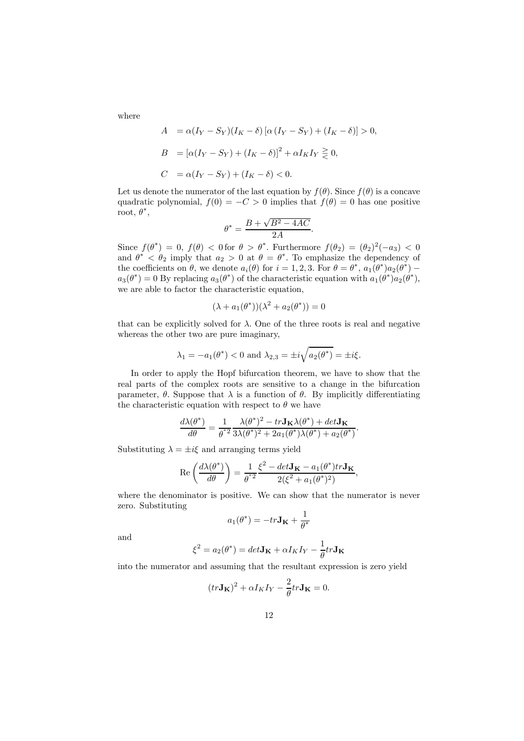where

$$
\begin{aligned}
A &= \alpha(I_Y - S_Y)(I_K - \delta)\left[\alpha\left(I_Y - S_Y\right) + (I_K - \delta)\right] > 0, \\
B &= \left[\alpha(I_Y - S_Y) + (I_K - \delta)\right]^2 + \alpha I_K I_Y \gtreqless 0, \\
C &= \alpha(I_Y - S_Y) + (I_K - \delta) < 0.
\end{aligned}
$$

Let us denote the numerator of the last equation by $f(\theta)$. Since $f(\theta)$ is a concave quadratic polynomial, $f(0) = -C > 0$ implies that $f(\theta) = 0$ has one positive root, $\theta^*$,

$$
\theta^* = \frac{B + \sqrt{B^2 - 4AC}}{2A}.
$$

Since $f(\theta^*) = 0$, $f(\theta) < 0$ for $\theta > \theta^*$. Furthermore $f(\theta_2) = (\theta_2)^2(-a_3) < 0$ and $\theta^* < \theta_2$ imply that $a_2 > 0$ at $\theta = \theta^*$. To emphasize the dependency of the coefficients on $\theta$, we denote $a_i(\theta)$ for $i = 1, 2, 3$. For $\theta = \theta^*$, $a_1(\theta^*)a_2(\theta^*) - a_3(\theta^*) = 0$ By replacing $a_3(\theta^*)$ of the characteristic equation with $a_1(\theta^*)a_2(\theta^*)$, we are able to factor the characteristic equation,

$$
(\lambda + a_1(\theta^*))(\lambda^2 + a_2(\theta^*)) = 0
$$

that can be explicitly solved for $\lambda$. One of the three roots is real and negative whereas the other two are pure imaginary,

$$
\lambda_1 = -a_1(\theta^*) < 0 \text{ and } \lambda_{2,3} = \pm i\sqrt{a_2(\theta^*)} = \pm i\xi.
$$

In order to apply the Hopf bifurcation theorem, we have to show that the real parts of the complex roots are sensitive to a change in the bifurcation parameter, $\theta$. Suppose that $\lambda$ is a function of $\theta$. By implicitly differentiating the characteristic equation with respect to $\theta$ we have

$$
\frac{d\lambda(\theta^*)}{d\theta} = \frac{1}{\theta^{*2}} \frac{\lambda(\theta^*)^2 - tr\mathbf{J_K}\lambda(\theta^*) + det\mathbf{J_K}}{3\lambda(\theta^*)^2 + 2a_1(\theta^*)\lambda(\theta^*) + a_2(\theta^*)}.
$$

Substituting $\lambda = \pm i\xi$ and arranging terms yield

$$
\mathrm{Re}\left(\frac{d\lambda(\theta^*)}{d\theta}\right) = \frac{1}{\theta^{*2}} \frac{\xi^2 - det\mathbf{J_K} - a_1(\theta^*)tr\mathbf{J_K}}{2(\xi^2 + a_1(\theta^*)^2)},
$$

where the denominator is positive. We can show that the numerator is never zero. Substituting

$$
a_1(\theta^*) = -tr\mathbf{J_K} + \frac{1}{\theta^*}
$$

and

$$
\xi^2 = a_2(\theta^*) = det\mathbf{J_K} + \alpha I_K I_Y - \frac{1}{\theta} tr\mathbf{J_K}
$$

into the numerator and assuming that the resultant expression is zero yield

$$
(tr\mathbf{J_K})^2 + \alpha I_K I_Y - \frac{2}{\theta} tr\mathbf{J_K} = 0.
$$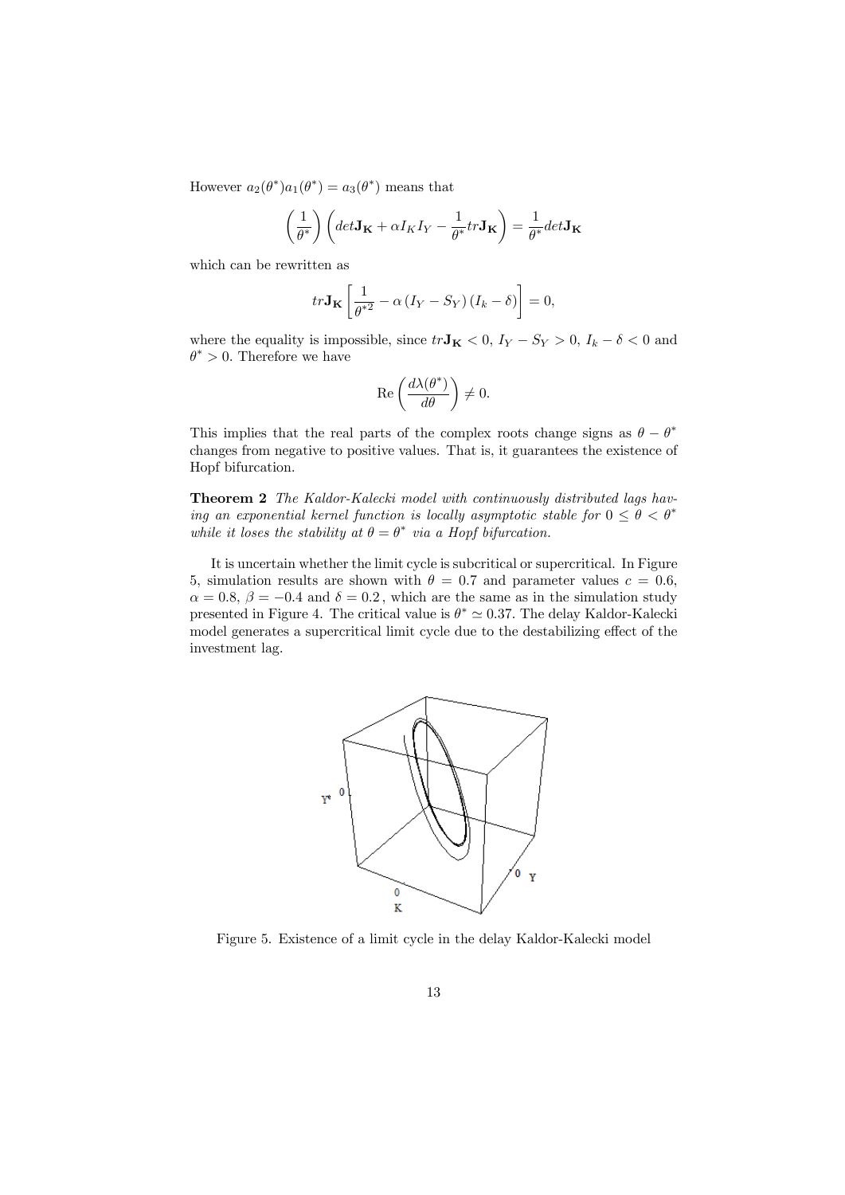However $a_2(\theta^*)a_1(\theta^*) = a_3(\theta^*)$ means that

$$\left(\frac{1}{\theta^*}\right)\left(det\mathbf{J_K} + \alpha I_K I_Y - \frac{1}{\theta^*}tr\mathbf{J_K}\right) = \frac{1}{\theta^*}det\mathbf{J_K}$$

which can be rewritten as

$$tr\mathbf{J_K}\left[\frac{1}{\theta^{*2}} - \alpha\left(I_Y - S_Y\right)\left(I_k - \delta\right)\right] = 0,$$

where the equality is impossible, since $tr\mathbf{J_K} < 0$, $I_Y - S_Y > 0$, $I_k - \delta < 0$ and $\theta^* > 0$. Therefore we have

$$\text{Re}\left(\frac{d\lambda(\theta^*)}{d\theta}\right) \neq 0.$$

This implies that the real parts of the complex roots change signs as $\theta - \theta^*$ changes from negative to positive values. That is, it guarantees the existence of Hopf bifurcation.

**Theorem 2** *The Kaldor-Kalecki model with continuously distributed lags having an exponential kernel function is locally asymptotic stable for $0 \leq \theta < \theta^*$ while it loses the stability at $\theta = \theta^*$ via a Hopf bifurcation.*

It is uncertain whether the limit cycle is subcritical or supercritical. In Figure 5, simulation results are shown with $\theta = 0.7$ and parameter values $c = 0.6$, $\alpha = 0.8$, $\beta = -0.4$ and $\delta = 0.2$, which are the same as in the simulation study presented in Figure 4. The critical value is $\theta^* \simeq 0.37$. The delay Kaldor-Kalecki model generates a supercritical limit cycle due to the destabilizing effect of the investment lag.

Figure 5. Existence of a limit cycle in the delay Kaldor-Kalecki model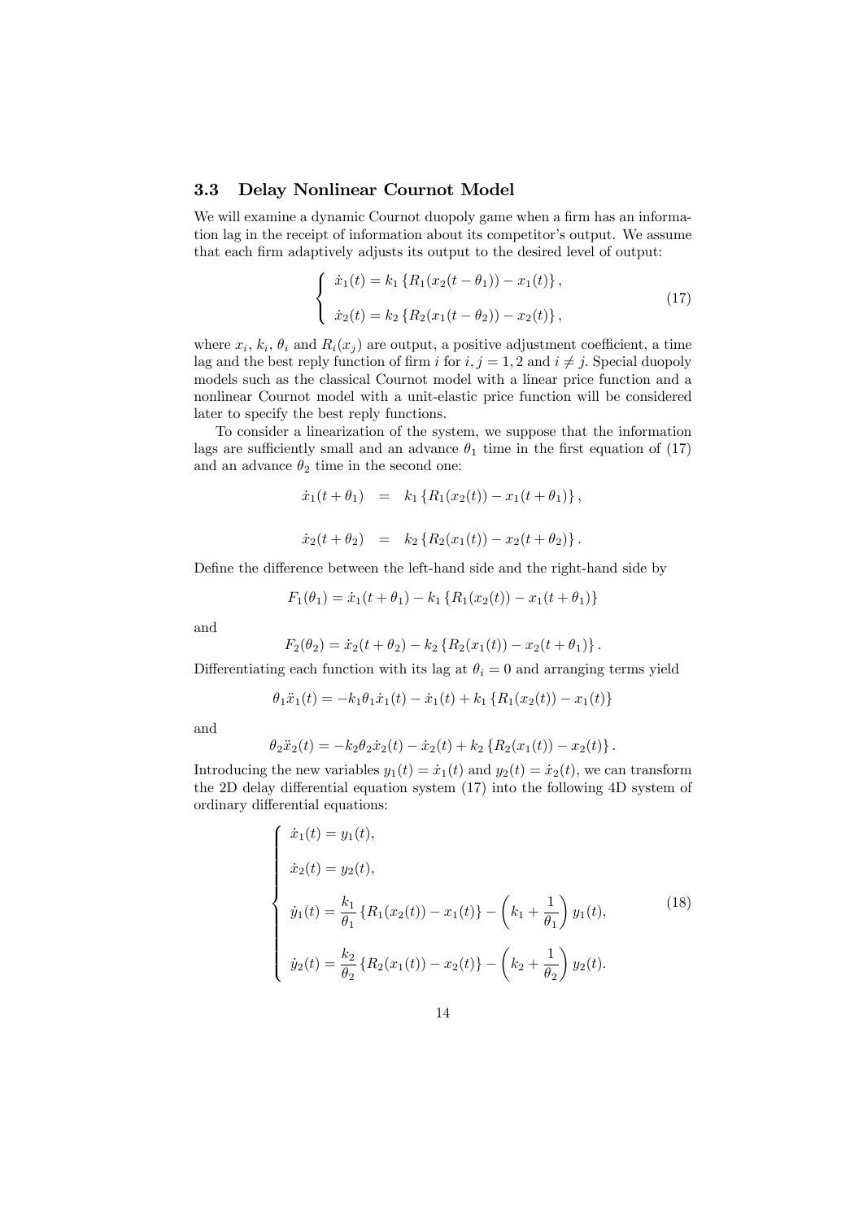### 3.3 Delay Nonlinear Cournot Model

We will examine a dynamic Cournot duopoly game when a firm has an information lag in the receipt of information about its competitor's output. We assume that each firm adaptively adjusts its output to the desired level of output:

$$\begin{cases} \dot{x}_1(t) = k_1 \left\{ R_1(x_2(t-\theta_1)) - x_1(t) \right\}, \\ \\ \dot{x}_2(t) = k_2 \left\{ R_2(x_1(t-\theta_2)) - x_2(t) \right\}, \end{cases} \tag{17}$$

where $x_i$, $k_i$, $\theta_i$ and $R_i(x_j)$ are output, a positive adjustment coefficient, a time lag and the best reply function of firm $i$ for $i, j = 1, 2$ and $i \neq j$. Special duopoly models such as the classical Cournot model with a linear price function and a nonlinear Cournot model with a unit-elastic price function will be considered later to specify the best reply functions.

To consider a linearization of the system, we suppose that the information lags are sufficiently small and an advance $\theta_1$ time in the first equation of (17) and an advance $\theta_2$ time in the second one:

$$\begin{aligned} \dot{x}_1(t+\theta_1) &= k_1 \left\{ R_1(x_2(t)) - x_1(t+\theta_1) \right\}, \\ \\ \dot{x}_2(t+\theta_2) &= k_2 \left\{ R_2(x_1(t)) - x_2(t+\theta_2) \right\}. \end{aligned}$$

Define the difference between the left-hand side and the right-hand side by

$$F_1(\theta_1) = \dot{x}_1(t+\theta_1) - k_1 \left\{ R_1(x_2(t)) - x_1(t+\theta_1) \right\}$$

and

$$F_2(\theta_2) = \dot{x}_2(t+\theta_2) - k_2 \left\{ R_2(x_1(t)) - x_2(t+\theta_1) \right\}.$$

Differentiating each function with its lag at $\theta_i = 0$ and arranging terms yield

$$\theta_1 \ddot{x}_1(t) = -k_1 \theta_1 \dot{x}_1(t) - \dot{x}_1(t) + k_1 \left\{ R_1(x_2(t)) - x_1(t) \right\}$$

and

$$\theta_2 \ddot{x}_2(t) = -k_2 \theta_2 \dot{x}_2(t) - \dot{x}_2(t) + k_2 \left\{ R_2(x_1(t)) - x_2(t) \right\}.$$

Introducing the new variables $y_1(t) = \dot{x}_1(t)$ and $y_2(t) = \dot{x}_2(t)$, we can transform the 2D delay differential equation system (17) into the following 4D system of ordinary differential equations:

$$\begin{cases} \dot{x}_1(t) = y_1(t), \\ \\ \dot{x}_2(t) = y_2(t), \\ \\ \dot{y}_1(t) = \dfrac{k_1}{\theta_1} \left\{ R_1(x_2(t)) - x_1(t) \right\} - \left( k_1 + \dfrac{1}{\theta_1} \right) y_1(t), \\ \\ \dot{y}_2(t) = \dfrac{k_2}{\theta_2} \left\{ R_2(x_1(t)) - x_2(t) \right\} - \left( k_2 + \dfrac{1}{\theta_2} \right) y_2(t). \end{cases} \tag{18}$$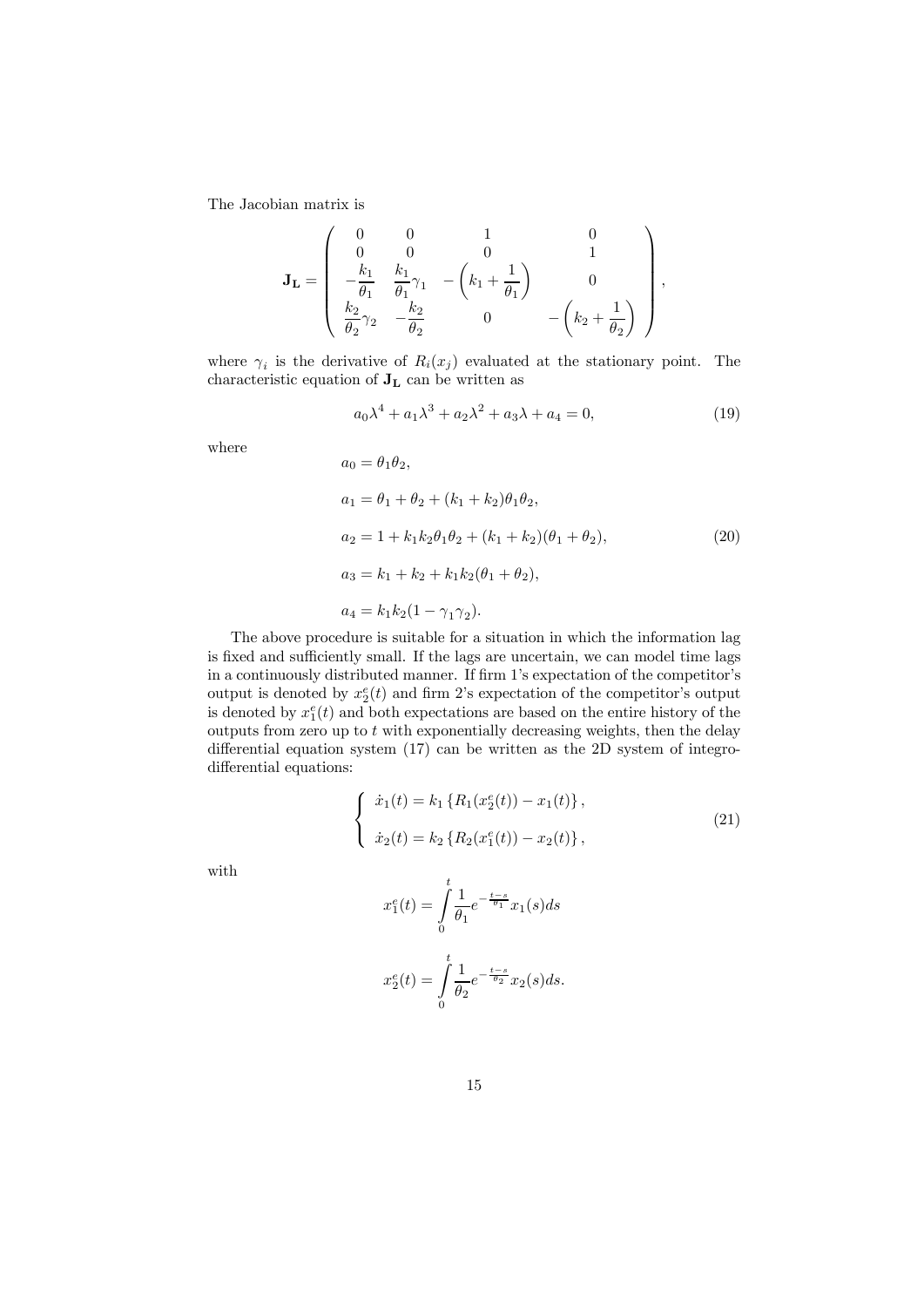The Jacobian matrix is

$$
\mathbf{J_L} = \begin{pmatrix} 0 & 0 & 1 & 0 \\ 0 & 0 & 0 & 1 \\ -\dfrac{k_1}{\theta_1} & \dfrac{k_1}{\theta_1}\gamma_1 & -\left(k_1 + \dfrac{1}{\theta_1}\right) & 0 \\ \dfrac{k_2}{\theta_2}\gamma_2 & -\dfrac{k_2}{\theta_2} & 0 & -\left(k_2 + \dfrac{1}{\theta_2}\right) \end{pmatrix},
$$

where $\gamma_i$ is the derivative of $R_i(x_j)$ evaluated at the stationary point. The characteristic equation of $\mathbf{J_L}$ can be written as

$$
a_0\lambda^4 + a_1\lambda^3 + a_2\lambda^2 + a_3\lambda + a_4 = 0, \tag{19}
$$

where

$$
\begin{aligned}
a_0 &= \theta_1\theta_2, \\
a_1 &= \theta_1 + \theta_2 + (k_1 + k_2)\theta_1\theta_2, \\
a_2 &= 1 + k_1k_2\theta_1\theta_2 + (k_1 + k_2)(\theta_1 + \theta_2), \\
a_3 &= k_1 + k_2 + k_1k_2(\theta_1 + \theta_2), \\
a_4 &= k_1k_2(1 - \gamma_1\gamma_2).
\end{aligned} \tag{20}
$$

The above procedure is suitable for a situation in which the information lag is fixed and sufficiently small. If the lags are uncertain, we can model time lags in a continuously distributed manner. If firm 1's expectation of the competitor's output is denoted by $x_2^e(t)$ and firm 2's expectation of the competitor's output is denoted by $x_1^e(t)$ and both expectations are based on the entire history of the outputs from zero up to $t$ with exponentially decreasing weights, then the delay differential equation system (17) can be written as the 2D system of integro-differential equations:

$$
\begin{cases} \dot{x}_1(t) = k_1 \left\{ R_1(x_2^e(t)) - x_1(t) \right\}, \\ \dot{x}_2(t) = k_2 \left\{ R_2(x_1^e(t)) - x_2(t) \right\}, \end{cases} \tag{21}
$$

with

$$
x_1^e(t) = \int_0^t \frac{1}{\theta_1} e^{-\frac{t-s}{\theta_1}} x_1(s)ds
$$

$$
x_2^e(t) = \int_0^t \frac{1}{\theta_2} e^{-\frac{t-s}{\theta_2}} x_2(s)ds.
$$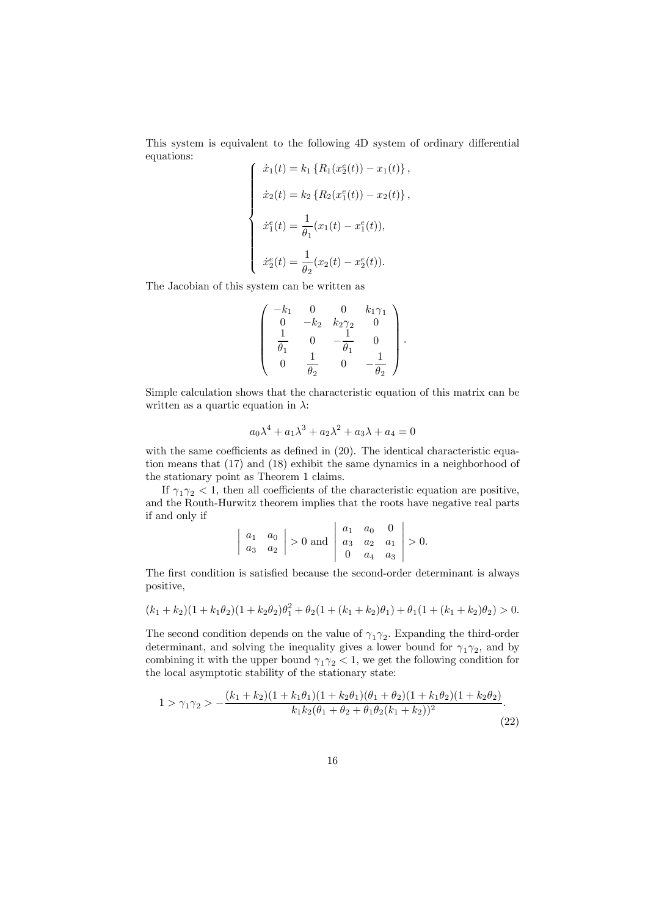This system is equivalent to the following 4D system of ordinary differential equations:

$$
\left\{
\begin{array}{l}
\dot{x}_1(t) = k_1 \left\{ R_1(x_2^e(t)) - x_1(t) \right\}, \\[2mm]
\dot{x}_2(t) = k_2 \left\{ R_2(x_1^e(t)) - x_2(t) \right\}, \\[2mm]
\dot{x}_1^e(t) = \dfrac{1}{\theta_1}(x_1(t) - x_1^e(t)), \\[2mm]
\dot{x}_2^e(t) = \dfrac{1}{\theta_2}(x_2(t) - x_2^e(t)).
\end{array}
\right.
$$

The Jacobian of this system can be written as

$$
\begin{pmatrix}
-k_1 & 0 & 0 & k_1\gamma_1 \\
0 & -k_2 & k_2\gamma_2 & 0 \\
\dfrac{1}{\theta_1} & 0 & -\dfrac{1}{\theta_1} & 0 \\
0 & \dfrac{1}{\theta_2} & 0 & -\dfrac{1}{\theta_2}
\end{pmatrix}.
$$

Simple calculation shows that the characteristic equation of this matrix can be written as a quartic equation in $\lambda$:

$$
a_0\lambda^4 + a_1\lambda^3 + a_2\lambda^2 + a_3\lambda + a_4 = 0
$$

with the same coefficients as defined in (20). The identical characteristic equation means that (17) and (18) exhibit the same dynamics in a neighborhood of the stationary point as Theorem 1 claims.

If $\gamma_1\gamma_2 < 1$, then all coefficients of the characteristic equation are positive, and the Routh-Hurwitz theorem implies that the roots have negative real parts if and only if

$$
\begin{vmatrix} a_1 & a_0 \\ a_3 & a_2 \end{vmatrix} > 0 \text{ and } \begin{vmatrix} a_1 & a_0 & 0 \\ a_3 & a_2 & a_1 \\ 0 & a_4 & a_3 \end{vmatrix} > 0.
$$

The first condition is satisfied because the second-order determinant is always positive,

$$
(k_1 + k_2)(1 + k_1\theta_2)(1 + k_2\theta_2)\theta_1^2 + \theta_2(1 + (k_1 + k_2)\theta_1) + \theta_1(1 + (k_1 + k_2)\theta_2) > 0.
$$

The second condition depends on the value of $\gamma_1\gamma_2$. Expanding the third-order determinant, and solving the inequality gives a lower bound for $\gamma_1\gamma_2$, and by combining it with the upper bound $\gamma_1\gamma_2 < 1$, we get the following condition for the local asymptotic stability of the stationary state:

$$
1 > \gamma_1\gamma_2 > -\frac{(k_1 + k_2)(1 + k_1\theta_1)(1 + k_2\theta_1)(\theta_1 + \theta_2)(1 + k_1\theta_2)(1 + k_2\theta_2)}{k_1 k_2(\theta_1 + \theta_2 + \theta_1\theta_2(k_1 + k_2))^2}. \tag{22}
$$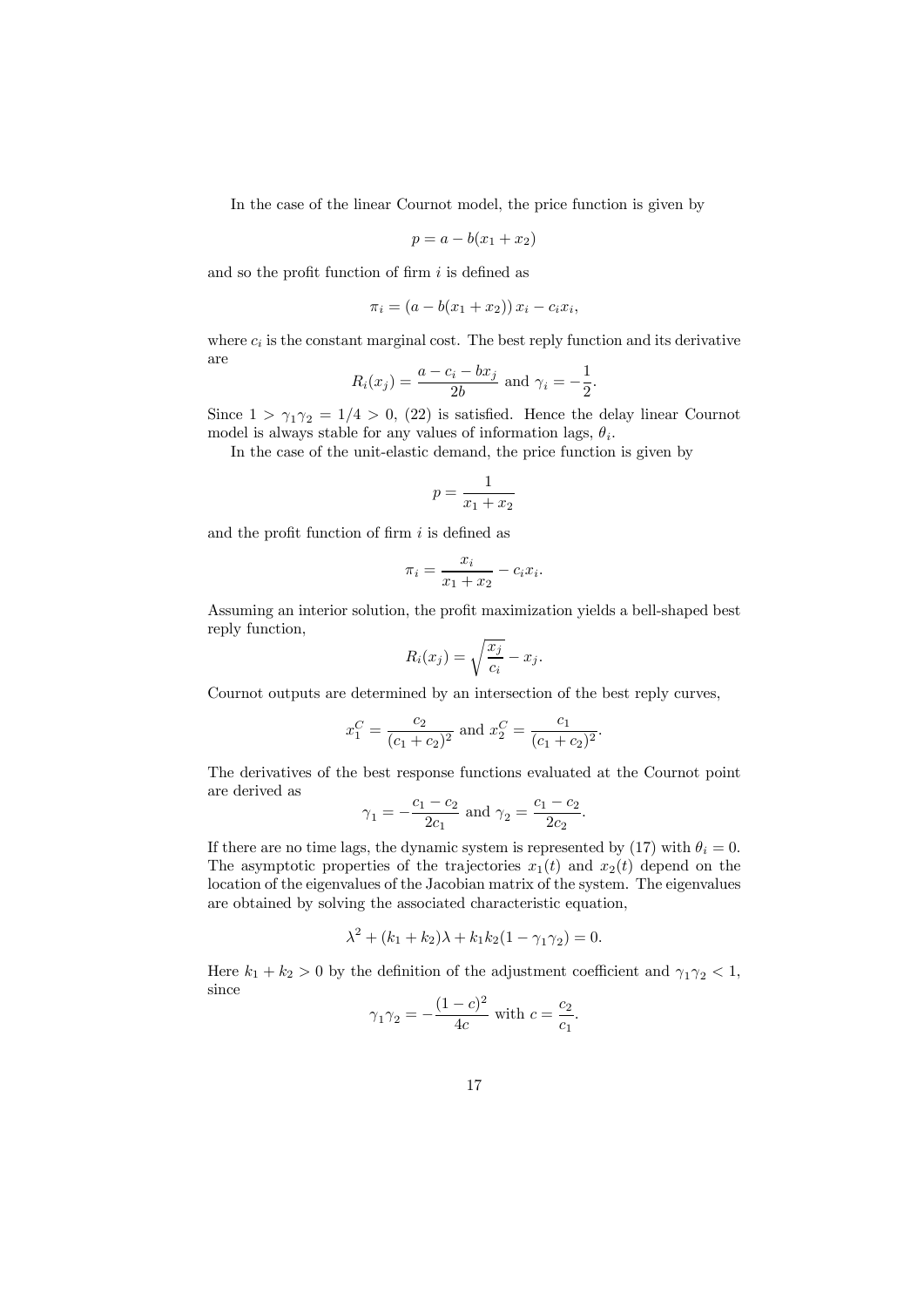In the case of the linear Cournot model, the price function is given by

$$p = a - b(x_1 + x_2)$$

and so the profit function of firm $i$ is defined as

$$\pi_i = (a - b(x_1 + x_2))\, x_i - c_i x_i,$$

where $c_i$ is the constant marginal cost. The best reply function and its derivative are

$$R_i(x_j) = \frac{a - c_i - bx_j}{2b} \text{ and } \gamma_i = -\frac{1}{2}.$$

Since $1 > \gamma_1\gamma_2 = 1/4 > 0$, (22) is satisfied. Hence the delay linear Cournot model is always stable for any values of information lags, $\theta_i$.

In the case of the unit-elastic demand, the price function is given by

$$p = \frac{1}{x_1 + x_2}$$

and the profit function of firm $i$ is defined as

$$\pi_i = \frac{x_i}{x_1 + x_2} - c_i x_i.$$

Assuming an interior solution, the profit maximization yields a bell-shaped best reply function,

$$R_i(x_j) = \sqrt{\frac{x_j}{c_i}} - x_j.$$

Cournot outputs are determined by an intersection of the best reply curves,

$$x_1^C = \frac{c_2}{(c_1 + c_2)^2} \text{ and } x_2^C = \frac{c_1}{(c_1 + c_2)^2}.$$

The derivatives of the best response functions evaluated at the Cournot point are derived as

$$\gamma_1 = -\frac{c_1 - c_2}{2c_1} \text{ and } \gamma_2 = \frac{c_1 - c_2}{2c_2}.$$

If there are no time lags, the dynamic system is represented by (17) with $\theta_i = 0$. The asymptotic properties of the trajectories $x_1(t)$ and $x_2(t)$ depend on the location of the eigenvalues of the Jacobian matrix of the system. The eigenvalues are obtained by solving the associated characteristic equation,

$$\lambda^2 + (k_1 + k_2)\lambda + k_1 k_2 (1 - \gamma_1\gamma_2) = 0.$$

Here $k_1 + k_2 > 0$ by the definition of the adjustment coefficient and $\gamma_1\gamma_2 < 1$, since

$$\gamma_1\gamma_2 = -\frac{(1 - c)^2}{4c} \text{ with } c = \frac{c_2}{c_1}.$$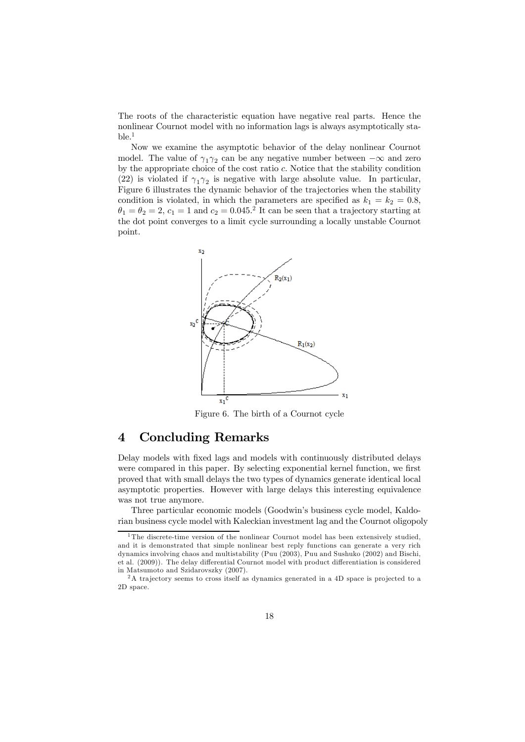The roots of the characteristic equation have negative real parts. Hence the nonlinear Cournot model with no information lags is always asymptotically stable.[1]

Now we examine the asymptotic behavior of the delay nonlinear Cournot model. The value of $\gamma_1\gamma_2$ can be any negative number between $-\infty$ and zero by the appropriate choice of the cost ratio $c$. Notice that the stability condition (22) is violated if $\gamma_1\gamma_2$ is negative with large absolute value. In particular, Figure 6 illustrates the dynamic behavior of the trajectories when the stability condition is violated, in which the parameters are specified as $k_1 = k_2 = 0.8$, $\theta_1 = \theta_2 = 2$, $c_1 = 1$ and $c_2 = 0.045$.[2] It can be seen that a trajectory starting at the dot point converges to a limit cycle surrounding a locally unstable Cournot point.

Figure 6. The birth of a Cournot cycle

# 4 Concluding Remarks

Delay models with fixed lags and models with continuously distributed delays were compared in this paper. By selecting exponential kernel function, we first proved that with small delays the two types of dynamics generate identical local asymptotic properties. However with large delays this interesting equivalence was not true anymore.

Three particular economic models (Goodwin's business cycle model, Kaldorian business cycle model with Kaleckian investment lag and the Cournot oligopoly

---

[1] The discrete-time version of the nonlinear Cournot model has been extensively studied, and it is demonstrated that simple nonlinear best reply functions can generate a very rich dynamics involving chaos and multistability (Puu (2003), Puu and Sushuko (2002) and Bischi, et al. (2009)). The delay differential Cournot model with product differentiation is considered in Matsumoto and Szidarovszky (2007).

[2] A trajectory seems to cross itself as dynamics generated in a 4D space is projected to a 2D space.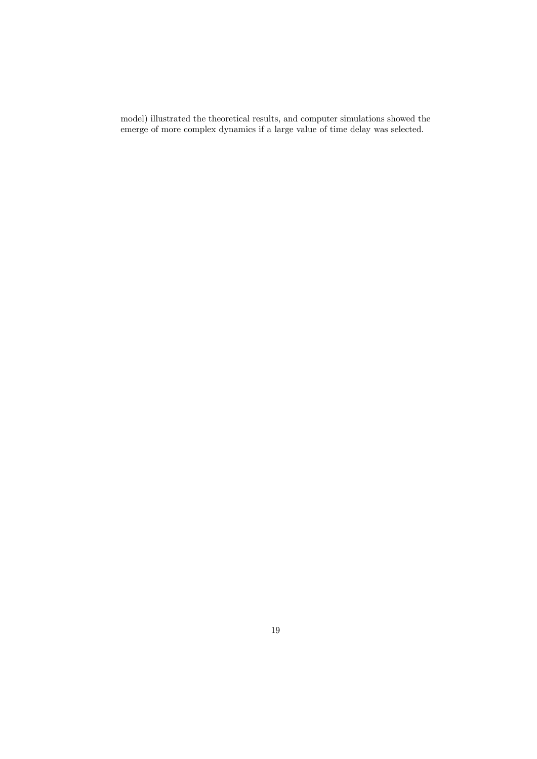model) illustrated the theoretical results, and computer simulations showed the emerge of more complex dynamics if a large value of time delay was selected.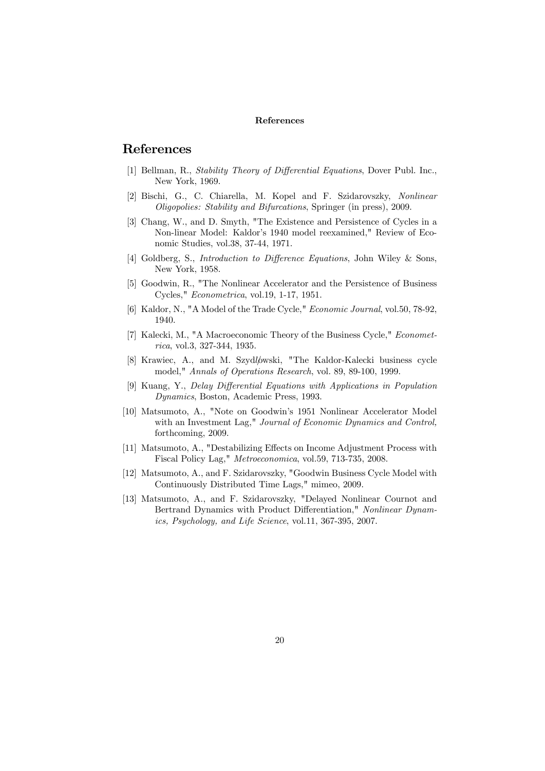# References

[1] Bellman, R., *Stability Theory of Differential Equations*, Dover Publ. Inc., New York, 1969.

[2] Bischi, G., C. Chiarella, M. Kopel and F. Szidarovszky, *Nonlinear Oligopolies: Stability and Bifurcations*, Springer (in press), 2009.

[3] Chang, W., and D. Smyth, "The Existence and Persistence of Cycles in a Non-linear Model: Kaldor's 1940 model reexamined," Review of Economic Studies, vol.38, 37-44, 1971.

[4] Goldberg, S., *Introduction to Difference Equations*, John Wiley & Sons, New York, 1958.

[5] Goodwin, R., "The Nonlinear Accelerator and the Persistence of Business Cycles," *Econometrica*, vol.19, 1-17, 1951.

[6] Kaldor, N., "A Model of the Trade Cycle," *Economic Journal*, vol.50, 78-92, 1940.

[7] Kalecki, M., "A Macroeconomic Theory of the Business Cycle," *Econometrica*, vol.3, 327-344, 1935.

[8] Krawiec, A., and M. Szydłowski, "The Kaldor-Kalecki business cycle model," *Annals of Operations Research*, vol. 89, 89-100, 1999.

[9] Kuang, Y., *Delay Differential Equations with Applications in Population Dynamics*, Boston, Academic Press, 1993.

[10] Matsumoto, A., "Note on Goodwin's 1951 Nonlinear Accelerator Model with an Investment Lag," *Journal of Economic Dynamics and Control,* forthcoming, 2009.

[11] Matsumoto, A., "Destabilizing Effects on Income Adjustment Process with Fiscal Policy Lag," *Metroeconomica*, vol.59, 713-735, 2008.

[12] Matsumoto, A., and F. Szidarovszky, "Goodwin Business Cycle Model with Continuously Distributed Time Lags," mimeo, 2009.

[13] Matsumoto, A., and F. Szidarovszky, "Delayed Nonlinear Cournot and Bertrand Dynamics with Product Differentiation," *Nonlinear Dynamics, Psychology, and Life Science*, vol.11, 367-395, 2007.